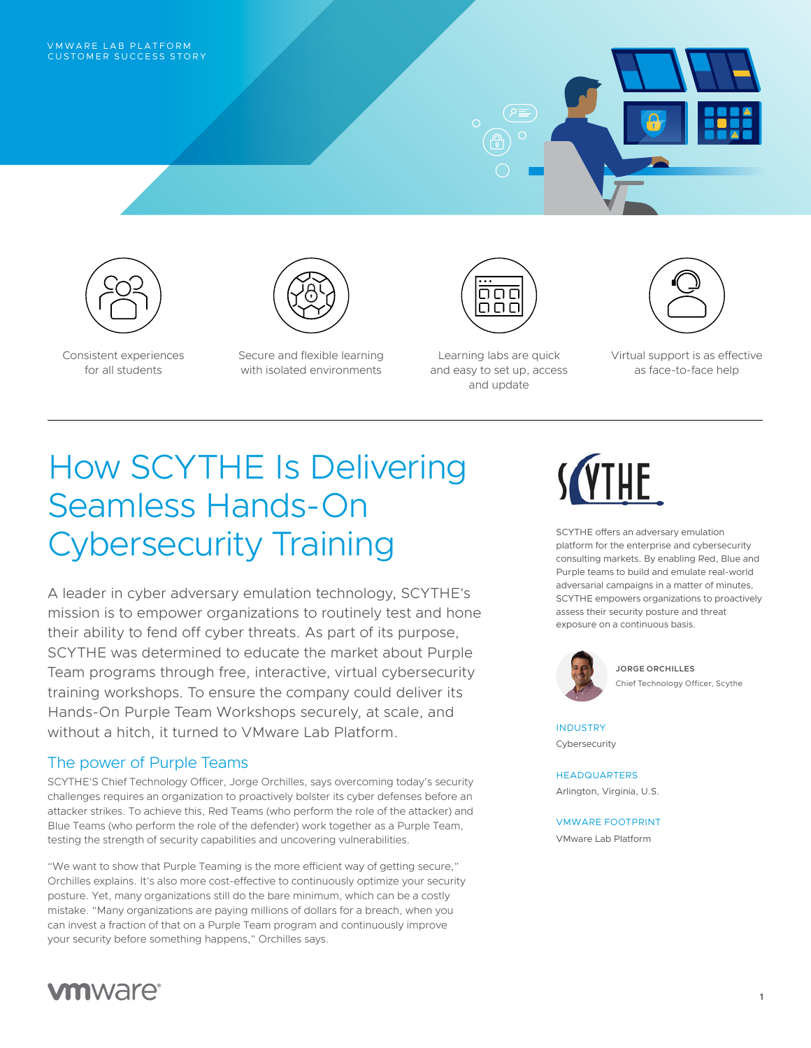VMWARE LAB PLATFORM
CUSTOMER SUCCESS STORY

Consistent experiences for all students

Secure and flexible learning with isolated environments

Learning labs are quick and easy to set up, access and update

Virtual support is as effective as face-to-face help

# How SCYTHE Is Delivering Seamless Hands-On Cybersecurity Training

A leader in cyber adversary emulation technology, SCYTHE's mission is to empower organizations to routinely test and hone their ability to fend off cyber threats. As part of its purpose, SCYTHE was determined to educate the market about Purple Team programs through free, interactive, virtual cybersecurity training workshops. To ensure the company could deliver its Hands-On Purple Team Workshops securely, at scale, and without a hitch, it turned to VMware Lab Platform.

## The power of Purple Teams

SCYTHE'S Chief Technology Officer, Jorge Orchilles, says overcoming today's security challenges requires an organization to proactively bolster its cyber defenses before an attacker strikes. To achieve this, Red Teams (who perform the role of the attacker) and Blue Teams (who perform the role of the defender) work together as a Purple Team, testing the strength of security capabilities and uncovering vulnerabilities.

"We want to show that Purple Teaming is the more efficient way of getting secure," Orchilles explains. It's also more cost-effective to continuously optimize your security posture. Yet, many organizations still do the bare minimum, which can be a costly mistake. "Many organizations are paying millions of dollars for a breach, when you can invest a fraction of that on a Purple Team program and continuously improve your security before something happens," Orchilles says.

SCYTHE

SCYTHE offers an adversary emulation platform for the enterprise and cybersecurity consulting markets. By enabling Red, Blue and Purple teams to build and emulate real-world adversarial campaigns in a matter of minutes, SCYTHE empowers organizations to proactively assess their security posture and threat exposure on a continuous basis.

**JORGE ORCHILLES**
Chief Technology Officer, Scythe

INDUSTRY
Cybersecurity

HEADQUARTERS
Arlington, Virginia, U.S.

VMWARE FOOTPRINT
VMware Lab Platform

vmware®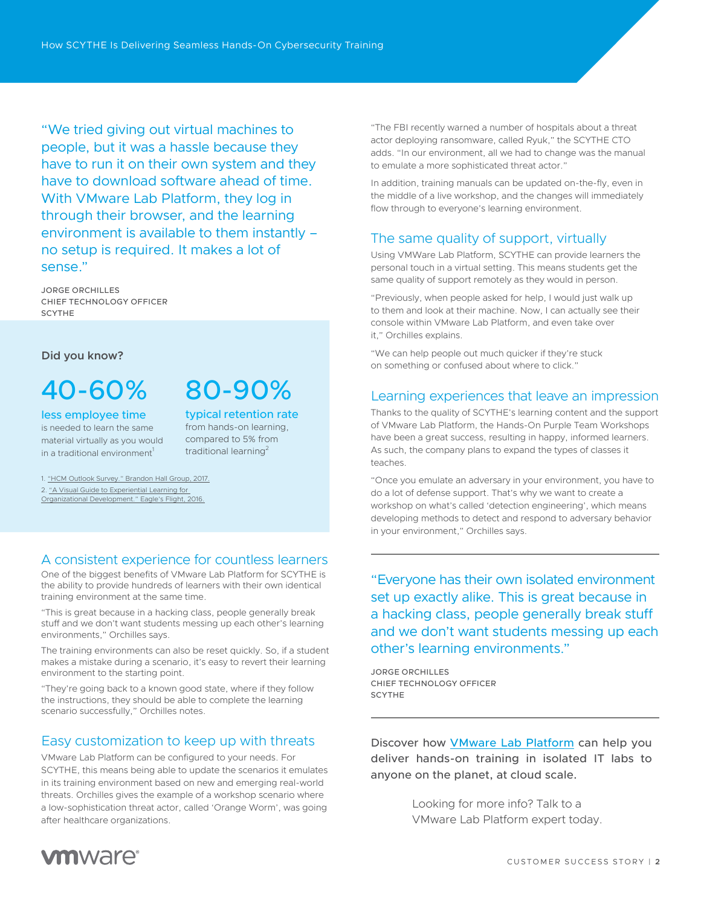"We tried giving out virtual machines to people, but it was a hassle because they have to run it on their own system and they have to download software ahead of time. With VMware Lab Platform, they log in through their browser, and the learning environment is available to them instantly – no setup is required. It makes a lot of sense."

JORGE ORCHILLES
CHIEF TECHNOLOGY OFFICER
SCYTHE

**Did you know?**

**40-60%**

**less employee time** is needed to learn the same material virtually as you would in a traditional environment[1]

**80-90%**

**typical retention rate** from hands-on learning, compared to 5% from traditional learning[2]

1. "HCM Outlook Survey." Brandon Hall Group, 2017.
2. "A Visual Guide to Experiential Learning for Organizational Development." Eagle's Flight, 2016.

## A consistent experience for countless learners

One of the biggest benefits of VMware Lab Platform for SCYTHE is the ability to provide hundreds of learners with their own identical training environment at the same time.

"This is great because in a hacking class, people generally break stuff and we don't want students messing up each other's learning environments," Orchilles says.

The training environments can also be reset quickly. So, if a student makes a mistake during a scenario, it's easy to revert their learning environment to the starting point.

"They're going back to a known good state, where if they follow the instructions, they should be able to complete the learning scenario successfully," Orchilles notes.

## Easy customization to keep up with threats

VMware Lab Platform can be configured to your needs. For SCYTHE, this means being able to update the scenarios it emulates in its training environment based on new and emerging real-world threats. Orchilles gives the example of a workshop scenario where a low-sophistication threat actor, called 'Orange Worm', was going after healthcare organizations.

"The FBI recently warned a number of hospitals about a threat actor deploying ransomware, called Ryuk," the SCYTHE CTO adds. "In our environment, all we had to change was the manual to emulate a more sophisticated threat actor."

In addition, training manuals can be updated on-the-fly, even in the middle of a live workshop, and the changes will immediately flow through to everyone's learning environment.

## The same quality of support, virtually

Using VMWare Lab Platform, SCYTHE can provide learners the personal touch in a virtual setting. This means students get the same quality of support remotely as they would in person.

"Previously, when people asked for help, I would just walk up to them and look at their machine. Now, I can actually see their console within VMware Lab Platform, and even take over it," Orchilles explains.

"We can help people out much quicker if they're stuck on something or confused about where to click."

## Learning experiences that leave an impression

Thanks to the quality of SCYTHE's learning content and the support of VMware Lab Platform, the Hands-On Purple Team Workshops have been a great success, resulting in happy, informed learners. As such, the company plans to expand the types of classes it teaches.

"Once you emulate an adversary in your environment, you have to do a lot of defense support. That's why we want to create a workshop on what's called 'detection engineering', which means developing methods to detect and respond to adversary behavior in your environment," Orchilles says.

---

"Everyone has their own isolated environment set up exactly alike. This is great because in a hacking class, people generally break stuff and we don't want students messing up each other's learning environments."

JORGE ORCHILLES
CHIEF TECHNOLOGY OFFICER
SCYTHE

---

**Discover how VMware Lab Platform can help you deliver hands-on training in isolated IT labs to anyone on the planet, at cloud scale.**

Looking for more info? Talk to a VMware Lab Platform expert today.